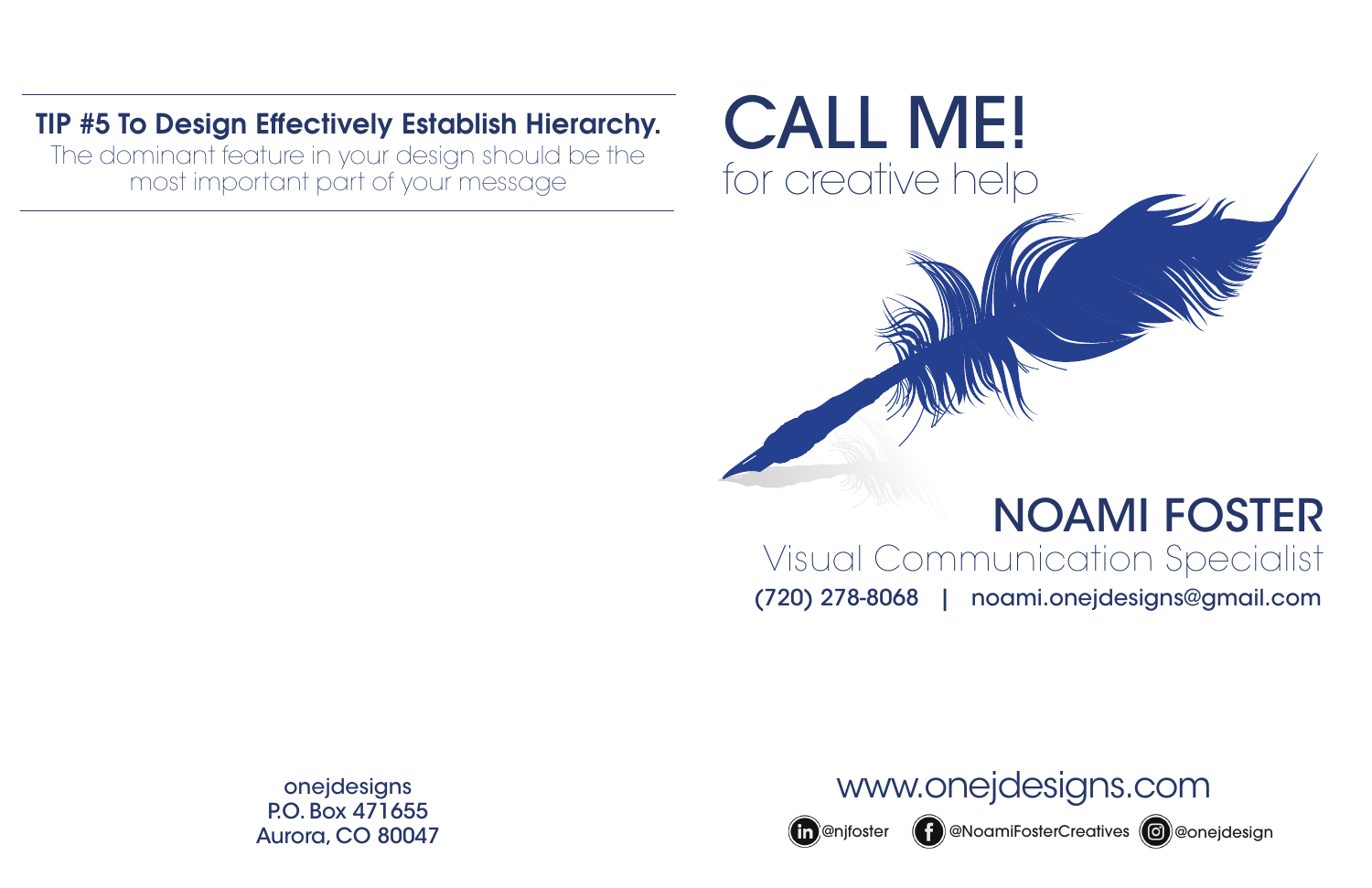**TIP #5 To Design Effectively Establish Hierarchy.**

The dominant feature in your design should be the most important part of your message

onejdesigns
P.O. Box 471655
Aurora, CO 80047

# CALL ME!

for creative help

## NOAMI FOSTER

Visual Communication Specialist

(720) 278-8068 | noami.onejdesigns@gmail.com

www.onejdesigns.com

@njfoster @NoamiFosterCreatives @onejdesign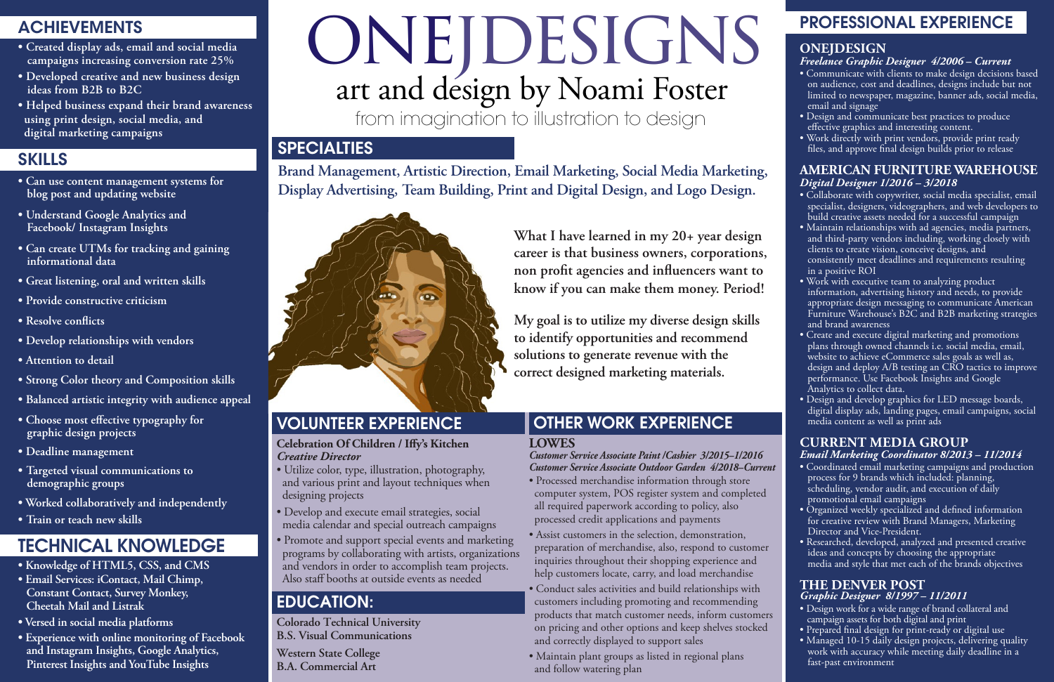# ONEJDESIGNS

## art and design by Noami Foster

from imagination to illustration to design

## SPECIALTIES

**Brand Management, Artistic Direction, Email Marketing, Social Media Marketing, Display Advertising, Team Building, Print and Digital Design, and Logo Design.**

**What I have learned in my 20+ year design career is that business owners, corporations, non profit agencies and influencers want to know if you can make them money. Period!**

**My goal is to utilize my diverse design skills to identify opportunities and recommend solutions to generate revenue with the correct designed marketing materials.**

## ACHIEVEMENTS

- Created display ads, email and social media campaigns increasing conversion rate 25%
- Developed creative and new business design ideas from B2B to B2C
- Helped business expand their brand awareness using print design, social media, and digital marketing campaigns

## SKILLS

- Can use content management systems for blog post and updating website
- Understand Google Analytics and Facebook/ Instagram Insights
- Can create UTMs for tracking and gaining informational data
- Great listening, oral and written skills
- Provide constructive criticism
- Resolve conflicts
- Develop relationships with vendors
- Attention to detail
- Strong Color theory and Composition skills
- Balanced artistic integrity with audience appeal
- Choose most effective typography for graphic design projects
- Deadline management
- Targeted visual communications to demographic groups
- Worked collaboratively and independently
- Train or teach new skills

## TECHNICAL KNOWLEDGE

- Knowledge of HTML5, CSS, and CMS
- Email Services: iContact, Mail Chimp, Constant Contact, Survey Monkey, Cheetah Mail and Listrak
- Versed in social media platforms
- Experience with online monitoring of Facebook and Instagram Insights, Google Analytics, Pinterest Insights and YouTube Insights

## VOLUNTEER EXPERIENCE

**Celebration Of Children / Iffy's Kitchen**
***Creative Director***

- Utilize color, type, illustration, photography, and various print and layout techniques when designing projects
- Develop and execute email strategies, social media calendar and special outreach campaigns
- Promote and support special events and marketing programs by collaborating with artists, organizations and vendors in order to accomplish team projects. Also staff booths at outside events as needed

## EDUCATION:

**Colorado Technical University**
**B.S. Visual Communications**

**Western State College**
**B.A. Commercial Art**

## OTHER WORK EXPERIENCE

### LOWES

***Customer Service Associate Paint /Cashier 3/2015–1/2016***
***Customer Service Associate Outdoor Garden 4/2018–Current***

- Processed merchandise information through store computer system, POS register system and completed all required paperwork according to policy, also processed credit applications and payments
- Assist customers in the selection, demonstration, preparation of merchandise, also, respond to customer inquiries throughout their shopping experience and help customers locate, carry, and load merchandise
- Conduct sales activities and build relationships with customers including promoting and recommending products that match customer needs, inform customers on pricing and other options and keep shelves stocked and correctly displayed to support sales
- Maintain plant groups as listed in regional plans and follow watering plan

## PROFESSIONAL EXPERIENCE

### ONEJDESIGN

***Freelance Graphic Designer 4/2006 – Current***

- Communicate with clients to make design decisions based on audience, cost and deadlines, designs include but not limited to newspaper, magazine, banner ads, social media, email and signage
- Design and communicate best practices to produce effective graphics and interesting content.
- Work directly with print vendors, provide print ready files, and approve final design builds prior to release

### AMERICAN FURNITURE WAREHOUSE

***Digital Designer 1/2016 – 3/2018***

- Collaborate with copywriter, social media specialist, email specialist, designers, videographers, and web developers to build creative assets needed for a successful campaign
- Maintain relationships with ad agencies, media partners, and third-party vendors including, working closely with clients to create vision, conceive designs, and consistently meet deadlines and requirements resulting in a positive ROI
- Work with executive team to analyzing product information, advertising history and needs, to provide appropriate design messaging to communicate American Furniture Warehouse's B2C and B2B marketing strategies and brand awareness
- Create and execute digital marketing and promotions plans through owned channels i.e. social media, email, website to achieve eCommerce sales goals as well as, design and deploy A/B testing an CRO tactics to improve performance. Use Facebook Insights and Google Analytics to collect data.
- Design and develop graphics for LED message boards, digital display ads, landing pages, email campaigns, social media content as well as print ads

### CURRENT MEDIA GROUP

***Email Marketing Coordinator 8/2013 – 11/2014***

- Coordinated email marketing campaigns and production process for 9 brands which included: planning, scheduling, vendor audit, and execution of daily promotional email campaigns
- Organized weekly specialized and defined information for creative review with Brand Managers, Marketing Director and Vice-President.
- Researched, developed, analyzed and presented creative ideas and concepts by choosing the appropriate media and style that met each of the brands objectives

### THE DENVER POST

***Graphic Designer 8/1997 – 11/2011***

- Design work for a wide range of brand collateral and campaign assets for both digital and print
- Prepared final design for print-ready or digital use
- Managed 10-15 daily design projects, delivering quality work with accuracy while meeting daily deadline in a fast-past environment